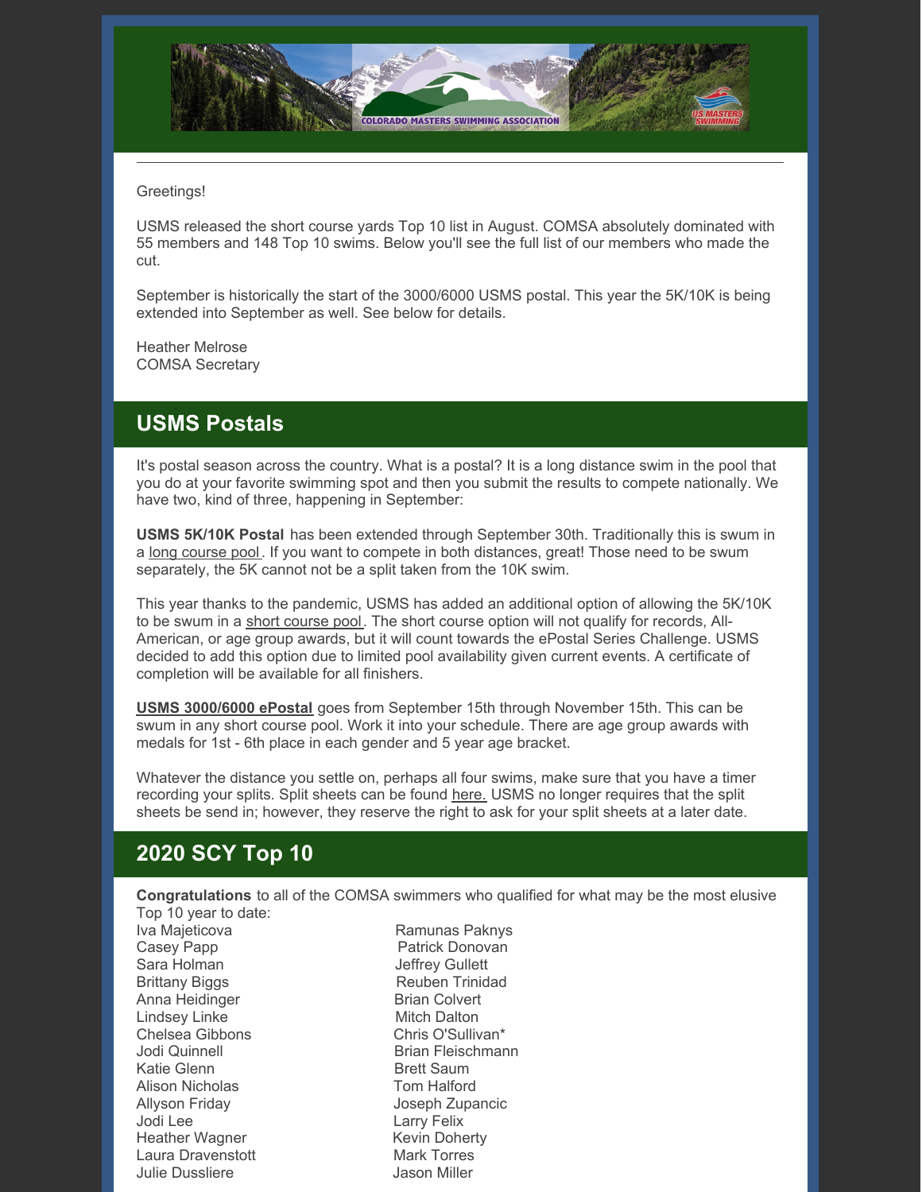Greetings!

USMS released the short course yards Top 10 list in August. COMSA absolutely dominated with 55 members and 148 Top 10 swims. Below you'll see the full list of our members who made the cut.

September is historically the start of the 3000/6000 USMS postal. This year the 5K/10K is being extended into September as well. See below for details.

Heather Melrose
COMSA Secretary

## USMS Postals

It's postal season across the country. What is a postal? It is a long distance swim in the pool that you do at your favorite swimming spot and then you submit the results to compete nationally. We have two, kind of three, happening in September:

**USMS 5K/10K Postal** has been extended through September 30th. Traditionally this is swum in a long course pool. If you want to compete in both distances, great! Those need to be swum separately, the 5K cannot not be a split taken from the 10K swim.

This year thanks to the pandemic, USMS has added an additional option of allowing the 5K/10K to be swum in a short course pool. The short course option will not qualify for records, All-American, or age group awards, but it will count towards the ePostal Series Challenge. USMS decided to add this option due to limited pool availability given current events. A certificate of completion will be available for all finishers.

**USMS 3000/6000 ePostal** goes from September 15th through November 15th. This can be swum in any short course pool. Work it into your schedule. There are age group awards with medals for 1st - 6th place in each gender and 5 year age bracket.

Whatever the distance you settle on, perhaps all four swims, make sure that you have a timer recording your splits. Split sheets can be found here. USMS no longer requires that the split sheets be send in; however, they reserve the right to ask for your split sheets at a later date.

## 2020 SCY Top 10

**Congratulations** to all of the COMSA swimmers who qualified for what may be the most elusive Top 10 year to date:

Iva Majeticova
Casey Papp
Sara Holman
Brittany Biggs
Anna Heidinger
Lindsey Linke
Chelsea Gibbons
Jodi Quinnell
Katie Glenn
Alison Nicholas
Allyson Friday
Jodi Lee
Heather Wagner
Laura Dravenstott
Julie Dussliere
Ramunas Paknys
Patrick Donovan
Jeffrey Gullett
Reuben Trinidad
Brian Colvert
Mitch Dalton
Chris O'Sullivan*
Brian Fleischmann
Brett Saum
Tom Halford
Joseph Zupancic
Larry Felix
Kevin Doherty
Mark Torres
Jason Miller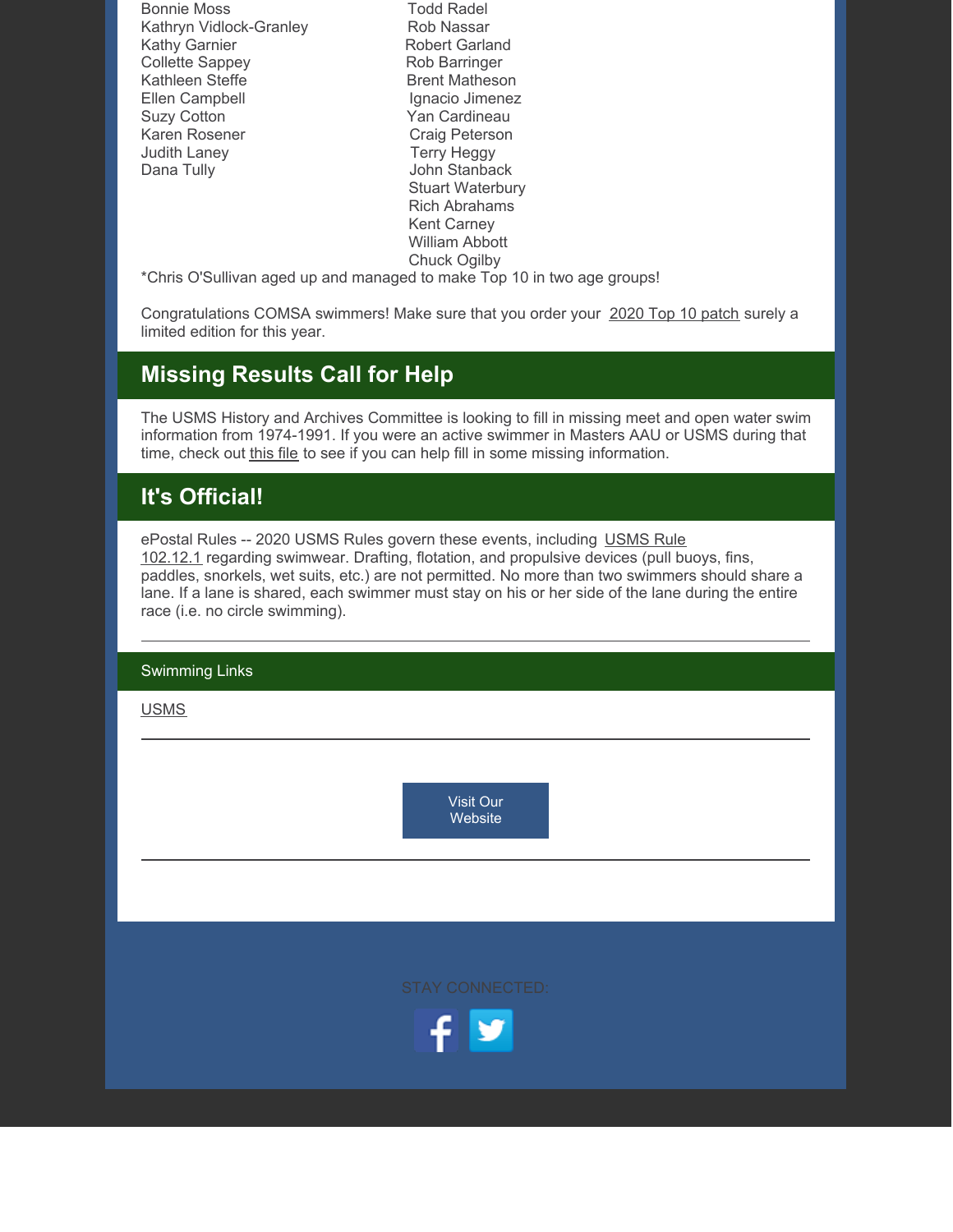| | |
|---|---|
| Bonnie Moss | Todd Radel |
| Kathryn Vidlock-Granley | Rob Nassar |
| Kathy Garnier | Robert Garland |
| Collette Sappey | Rob Barringer |
| Kathleen Steffe | Brent Matheson |
| Ellen Campbell | Ignacio Jimenez |
| Suzy Cotton | Yan Cardineau |
| Karen Rosener | Craig Peterson |
| Judith Laney | Terry Heggy |
| Dana Tully | John Stanback |
| | Stuart Waterbury |
| | Rich Abrahams |
| | Kent Carney |
| | William Abbott |
| | Chuck Ogilby |

*Chris O'Sullivan aged up and managed to make Top 10 in two age groups!

Congratulations COMSA swimmers! Make sure that you order your 2020 Top 10 patch surely a limited edition for this year.

## Missing Results Call for Help

The USMS History and Archives Committee is looking to fill in missing meet and open water swim information from 1974-1991. If you were an active swimmer in Masters AAU or USMS during that time, check out this file to see if you can help fill in some missing information.

## It's Official!

ePostal Rules -- 2020 USMS Rules govern these events, including USMS Rule 102.12.1 regarding swimwear. Drafting, flotation, and propulsive devices (pull buoys, fins, paddles, snorkels, wet suits, etc.) are not permitted. No more than two swimmers should share a lane. If a lane is shared, each swimmer must stay on his or her side of the lane during the entire race (i.e. no circle swimming).

---

### Swimming Links

USMS

---

Visit Our Website

---

STAY CONNECTED: